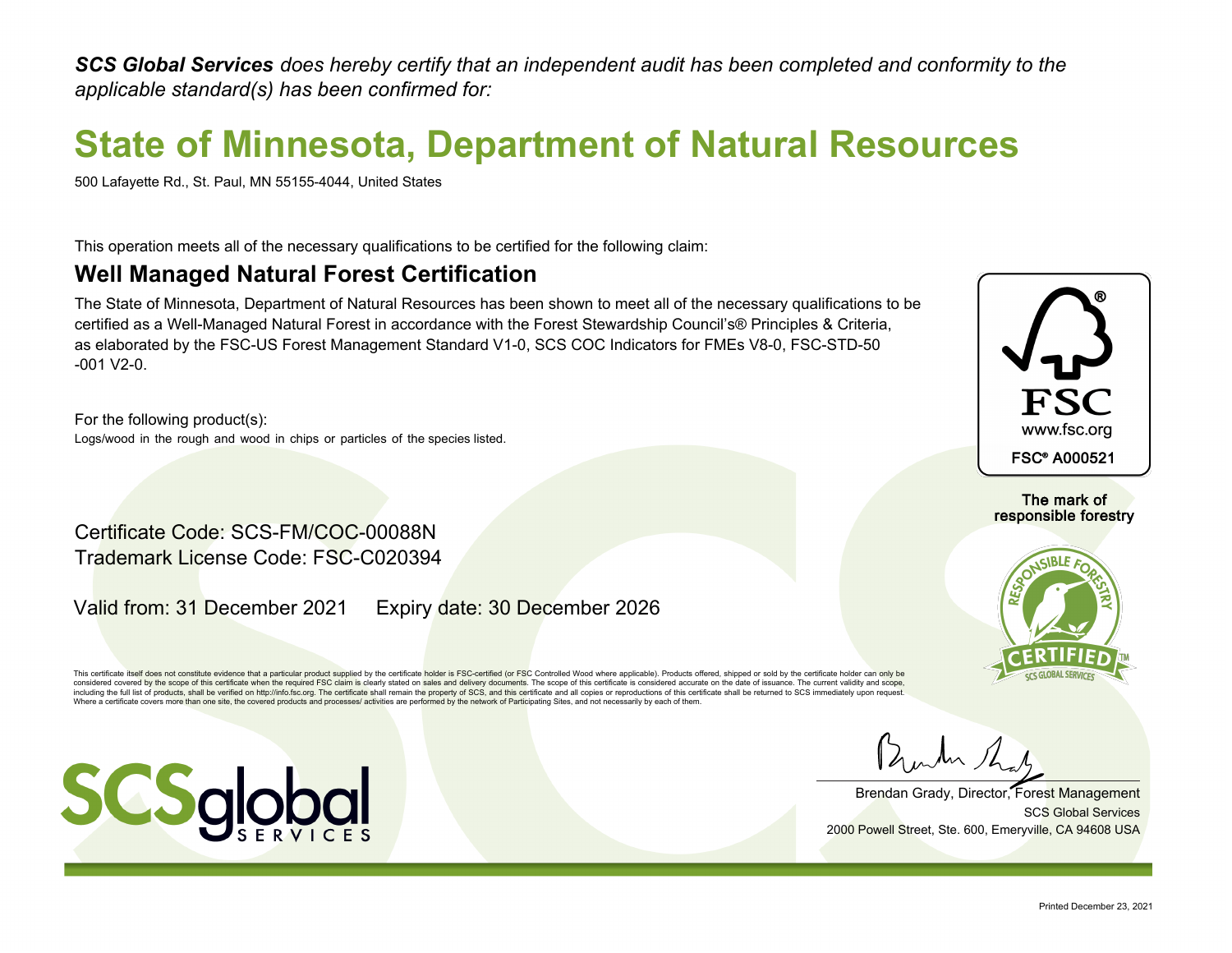***SCS Global Services*** *does hereby certify that an independent audit has been completed and conformity to the applicable standard(s) has been confirmed for:*

# State of Minnesota, Department of Natural Resources

500 Lafayette Rd., St. Paul, MN 55155-4044, United States

This operation meets all of the necessary qualifications to be certified for the following claim:

## Well Managed Natural Forest Certification

The State of Minnesota, Department of Natural Resources has been shown to meet all of the necessary qualifications to be certified as a Well-Managed Natural Forest in accordance with the Forest Stewardship Council's® Principles & Criteria, as elaborated by the FSC-US Forest Management Standard V1-0, SCS COC Indicators for FMEs V8-0, FSC-STD-50 -001 V2-0.

For the following product(s):

Logs/wood in the rough and wood in chips or particles of the species listed.

FSC
www.fsc.org
**FSC® A000521**

**The mark of responsible forestry**

RESPONSIBLE FORESTRY CERTIFIED SCS GLOBAL SERVICES

Certificate Code: SCS-FM/COC-00088N
Trademark License Code: FSC-C020394

Valid from: 31 December 2021     Expiry date: 30 December 2026

This certificate itself does not constitute evidence that a particular product supplied by the certificate holder is FSC-certified (or FSC Controlled Wood where applicable). Products offered, shipped or sold by the certificate holder can only be considered covered by the scope of this certificate when the required FSC claim is clearly stated on sales and delivery documents. The scope of this certificate is considered accurate on the date of issuance. The current validity and scope, including the full list of products, shall be verified on http://info.fsc.org. The certificate shall remain the property of SCS, and this certificate and all copies or reproductions of this certificate shall be returned to SCS immediately upon request. Where a certificate covers more than one site, the covered products and processes/ activities are performed by the network of Participating Sites, and not necessarily by each of them.

SCSglobal SERVICES

Brendan Grady, Director, Forest Management
SCS Global Services
2000 Powell Street, Ste. 600, Emeryville, CA 94608 USA

Printed December 23, 2021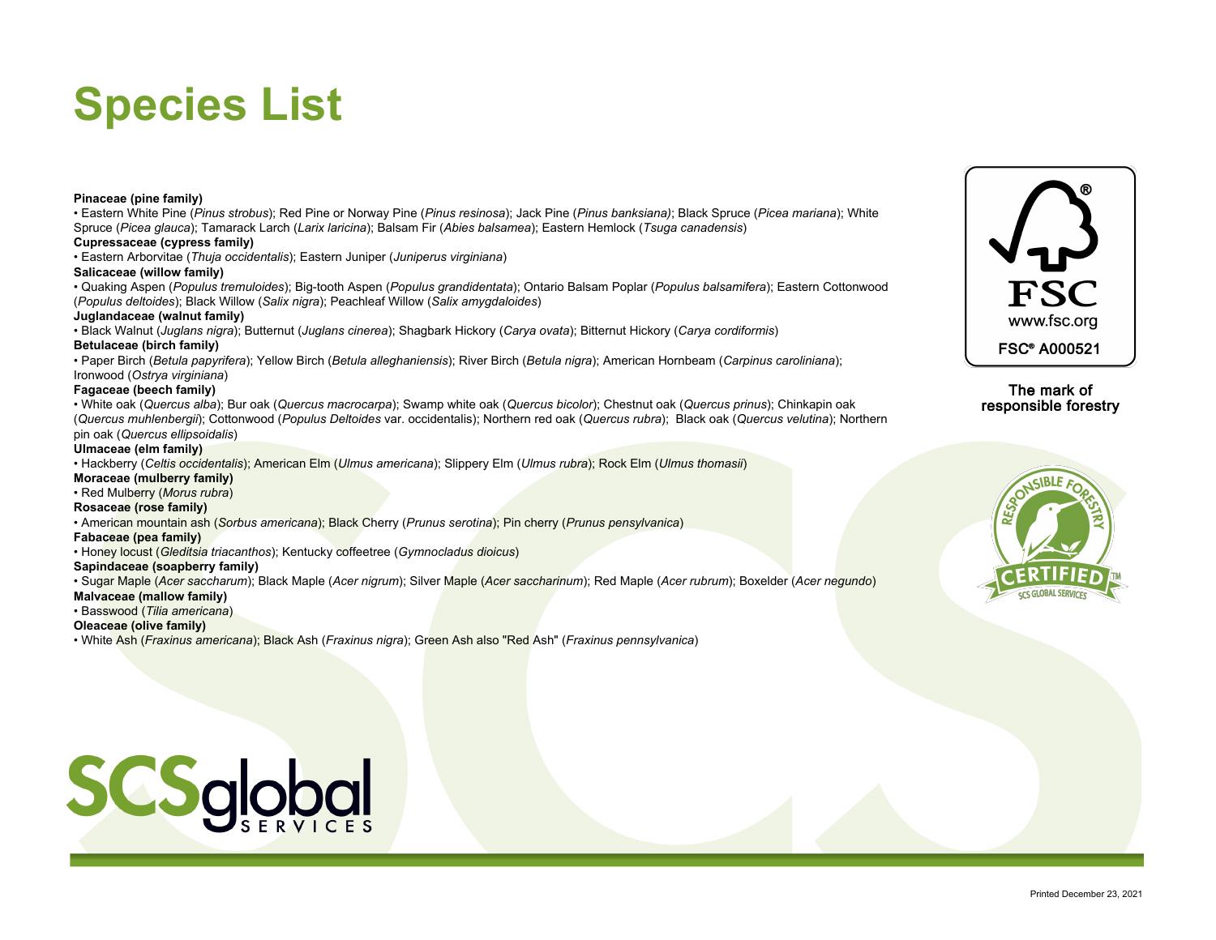# Species List

**Pinaceae (pine family)**

• Eastern White Pine (*Pinus strobus*); Red Pine or Norway Pine (*Pinus resinosa*); Jack Pine (*Pinus banksiana)*; Black Spruce (*Picea mariana*); White Spruce (*Picea glauca*); Tamarack Larch (*Larix laricina*); Balsam Fir (*Abies balsamea*); Eastern Hemlock (*Tsuga canadensis*)

**Cupressaceae (cypress family)**

• Eastern Arborvitae (*Thuja occidentalis*); Eastern Juniper (*Juniperus virginiana*)

**Salicaceae (willow family)**

• Quaking Aspen (*Populus tremuloides*); Big-tooth Aspen (*Populus grandidentata*); Ontario Balsam Poplar (*Populus balsamifera*); Eastern Cottonwood (*Populus deltoides*); Black Willow (*Salix nigra*); Peachleaf Willow (*Salix amygdaloides*)

**Juglandaceae (walnut family)**

• Black Walnut (*Juglans nigra*); Butternut (*Juglans cinerea*); Shagbark Hickory (*Carya ovata*); Bitternut Hickory (*Carya cordiformis*)

**Betulaceae (birch family)**

• Paper Birch (*Betula papyrifera*); Yellow Birch (*Betula alleghaniensis*); River Birch (*Betula nigra*); American Hornbeam (*Carpinus caroliniana*); Ironwood (*Ostrya virginiana*)

**Fagaceae (beech family)**

• White oak (*Quercus alba*); Bur oak (*Quercus macrocarpa*); Swamp white oak (*Quercus bicolor*); Chestnut oak (*Quercus prinus*); Chinkapin oak (*Quercus muhlenbergii*); Cottonwood (*Populus Deltoides* var. occidentalis); Northern red oak (*Quercus rubra*); Black oak (*Quercus velutina*); Northern pin oak (*Quercus ellipsoidalis*)

**Ulmaceae (elm family)**

• Hackberry (*Celtis occidentalis*); American Elm (*Ulmus americana*); Slippery Elm (*Ulmus rubra*); Rock Elm (*Ulmus thomasii*)

**Moraceae (mulberry family)**

• Red Mulberry (*Morus rubra*)

**Rosaceae (rose family)**

• American mountain ash (*Sorbus americana*); Black Cherry (*Prunus serotina*); Pin cherry (*Prunus pensylvanica*)

**Fabaceae (pea family)**

• Honey locust (*Gleditsia triacanthos*); Kentucky coffeetree (*Gymnocladus dioicus*)

**Sapindaceae (soapberry family)**

• Sugar Maple (*Acer saccharum*); Black Maple (*Acer nigrum*); Silver Maple (*Acer saccharinum*); Red Maple (*Acer rubrum*); Boxelder (*Acer negundo*)

**Malvaceae (mallow family)**

• Basswood (*Tilia americana*)

**Oleaceae (olive family)**

• White Ash (*Fraxinus americana*); Black Ash (*Fraxinus nigra*); Green Ash also "Red Ash" (*Fraxinus pennsylvanica*)

FSC®
www.fsc.org
FSC® A000521

The mark of responsible forestry

RESPONSIBLE FORESTRY CERTIFIED™ SCS GLOBAL SERVICES

SCSglobal SERVICES

Printed December 23, 2021